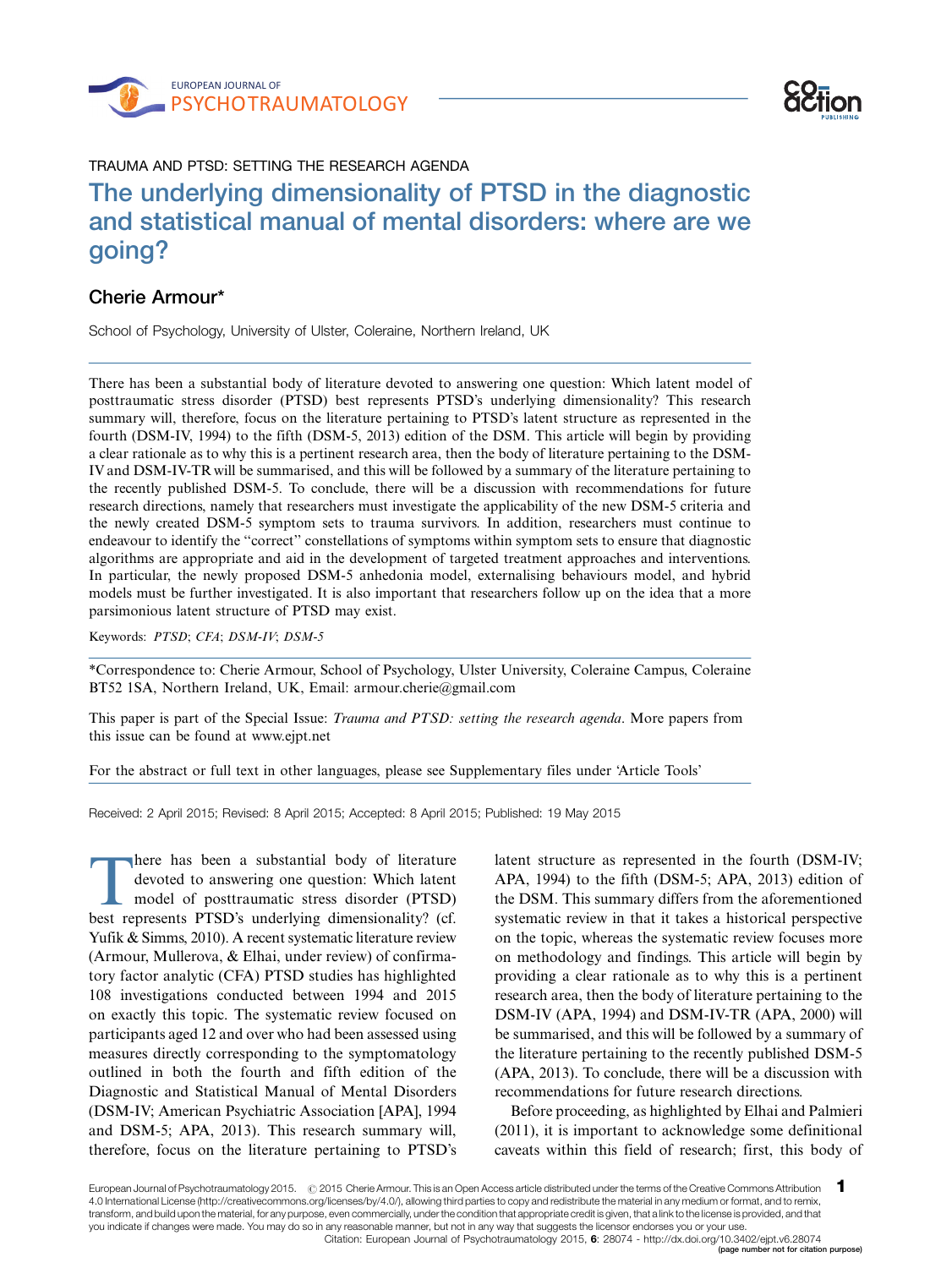TRAUMA AND PTSD: SETTING THE RESEARCH AGENDA

# The underlying dimensionality of PTSD in the diagnostic and statistical manual of mental disorders: where are we going?

## Cherie Armour*

School of Psychology, University of Ulster, Coleraine, Northern Ireland, UK

There has been a substantial body of literature devoted to answering one question: Which latent model of posttraumatic stress disorder (PTSD) best represents PTSD's underlying dimensionality? This research summary will, therefore, focus on the literature pertaining to PTSD's latent structure as represented in the fourth (DSM-IV, 1994) to the fifth (DSM-5, 2013) edition of the DSM. This article will begin by providing a clear rationale as to why this is a pertinent research area, then the body of literature pertaining to the DSM-IV and DSM-IV-TR will be summarised, and this will be followed by a summary of the literature pertaining to the recently published DSM-5. To conclude, there will be a discussion with recommendations for future research directions, namely that researchers must investigate the applicability of the new DSM-5 criteria and the newly created DSM-5 symptom sets to trauma survivors. In addition, researchers must continue to endeavour to identify the "correct" constellations of symptoms within symptom sets to ensure that diagnostic algorithms are appropriate and aid in the development of targeted treatment approaches and interventions. In particular, the newly proposed DSM-5 anhedonia model, externalising behaviours model, and hybrid models must be further investigated. It is also important that researchers follow up on the idea that a more parsimonious latent structure of PTSD may exist.

Keywords: *PTSD*; *CFA*; *DSM-IV*; *DSM-5*

*Correspondence to: Cherie Armour, School of Psychology, Ulster University, Coleraine Campus, Coleraine BT52 1SA, Northern Ireland, UK, Email: armour.cherie@gmail.com

This paper is part of the Special Issue: *Trauma and PTSD: setting the research agenda*. More papers from this issue can be found at www.ejpt.net

For the abstract or full text in other languages, please see Supplementary files under 'Article Tools'

Received: 2 April 2015; Revised: 8 April 2015; Accepted: 8 April 2015; Published: 19 May 2015

There has been a substantial body of literature devoted to answering one question: Which latent model of posttraumatic stress disorder (PTSD) best represents PTSD's underlying dimensionality? (cf. Yufik & Simms, 2010). A recent systematic literature review (Armour, Mullerova, & Elhai, under review) of confirmatory factor analytic (CFA) PTSD studies has highlighted 108 investigations conducted between 1994 and 2015 on exactly this topic. The systematic review focused on participants aged 12 and over who had been assessed using measures directly corresponding to the symptomatology outlined in both the fourth and fifth edition of the Diagnostic and Statistical Manual of Mental Disorders (DSM-IV; American Psychiatric Association [APA], 1994 and DSM-5; APA, 2013). This research summary will, therefore, focus on the literature pertaining to PTSD's latent structure as represented in the fourth (DSM-IV; APA, 1994) to the fifth (DSM-5; APA, 2013) edition of the DSM. This summary differs from the aforementioned systematic review in that it takes a historical perspective on the topic, whereas the systematic review focuses more on methodology and findings. This article will begin by providing a clear rationale as to why this is a pertinent research area, then the body of literature pertaining to the DSM-IV (APA, 1994) and DSM-IV-TR (APA, 2000) will be summarised, and this will be followed by a summary of the literature pertaining to the recently published DSM-5 (APA, 2013). To conclude, there will be a discussion with recommendations for future research directions.

Before proceeding, as highlighted by Elhai and Palmieri (2011), it is important to acknowledge some definitional caveats within this field of research; first, this body of

European Journal of Psychotraumatology 2015. © 2015 Cherie Armour. This is an Open Access article distributed under the terms of the Creative Commons Attribution 4.0 International License (http://creativecommons.org/licenses/by/4.0/), allowing third parties to copy and redistribute the material in any medium or format, and to remix, transform, and build upon the material, for any purpose, even commercially, under the condition that appropriate credit is given, that a link to the license is provided, and that you indicate if changes were made. You may do so in any reasonable manner, but not in any way that suggests the licensor endorses you or your use.

Citation: European Journal of Psychotraumatology 2015, 6: 28074 - http://dx.doi.org/10.3402/ejpt.v6.28074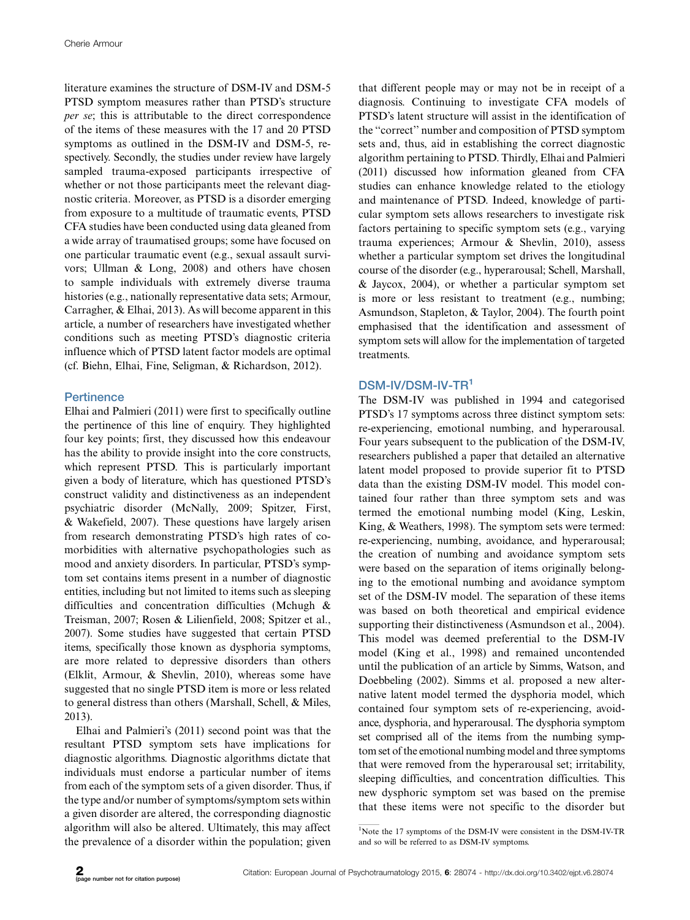literature examines the structure of DSM-IV and DSM-5 PTSD symptom measures rather than PTSD's structure *per se*; this is attributable to the direct correspondence of the items of these measures with the 17 and 20 PTSD symptoms as outlined in the DSM-IV and DSM-5, respectively. Secondly, the studies under review have largely sampled trauma-exposed participants irrespective of whether or not those participants meet the relevant diagnostic criteria. Moreover, as PTSD is a disorder emerging from exposure to a multitude of traumatic events, PTSD CFA studies have been conducted using data gleaned from a wide array of traumatised groups; some have focused on one particular traumatic event (e.g., sexual assault survivors; Ullman & Long, 2008) and others have chosen to sample individuals with extremely diverse trauma histories (e.g., nationally representative data sets; Armour, Carragher, & Elhai, 2013). As will become apparent in this article, a number of researchers have investigated whether conditions such as meeting PTSD's diagnostic criteria influence which of PTSD latent factor models are optimal (cf. Biehn, Elhai, Fine, Seligman, & Richardson, 2012).

## Pertinence

Elhai and Palmieri (2011) were first to specifically outline the pertinence of this line of enquiry. They highlighted four key points; first, they discussed how this endeavour has the ability to provide insight into the core constructs, which represent PTSD. This is particularly important given a body of literature, which has questioned PTSD's construct validity and distinctiveness as an independent psychiatric disorder (McNally, 2009; Spitzer, First, & Wakefield, 2007). These questions have largely arisen from research demonstrating PTSD's high rates of comorbidities with alternative psychopathologies such as mood and anxiety disorders. In particular, PTSD's symptom set contains items present in a number of diagnostic entities, including but not limited to items such as sleeping difficulties and concentration difficulties (Mchugh & Treisman, 2007; Rosen & Lilienfeld, 2008; Spitzer et al., 2007). Some studies have suggested that certain PTSD items, specifically those known as dysphoria symptoms, are more related to depressive disorders than others (Elklit, Armour, & Shevlin, 2010), whereas some have suggested that no single PTSD item is more or less related to general distress than others (Marshall, Schell, & Miles, 2013).

Elhai and Palmieri's (2011) second point was that the resultant PTSD symptom sets have implications for diagnostic algorithms. Diagnostic algorithms dictate that individuals must endorse a particular number of items from each of the symptom sets of a given disorder. Thus, if the type and/or number of symptoms/symptom sets within a given disorder are altered, the corresponding diagnostic algorithm will also be altered. Ultimately, this may affect the prevalence of a disorder within the population; given that different people may or may not be in receipt of a diagnosis. Continuing to investigate CFA models of PTSD's latent structure will assist in the identification of the "correct" number and composition of PTSD symptom sets and, thus, aid in establishing the correct diagnostic algorithm pertaining to PTSD. Thirdly, Elhai and Palmieri (2011) discussed how information gleaned from CFA studies can enhance knowledge related to the etiology and maintenance of PTSD. Indeed, knowledge of particular symptom sets allows researchers to investigate risk factors pertaining to specific symptom sets (e.g., varying trauma experiences; Armour & Shevlin, 2010), assess whether a particular symptom set drives the longitudinal course of the disorder (e.g., hyperarousal; Schell, Marshall, & Jaycox, 2004), or whether a particular symptom set is more or less resistant to treatment (e.g., numbing; Asmundson, Stapleton, & Taylor, 2004). The fourth point emphasised that the identification and assessment of symptom sets will allow for the implementation of targeted treatments.

## DSM-IV/DSM-IV-TR[1]

The DSM-IV was published in 1994 and categorised PTSD's 17 symptoms across three distinct symptom sets: re-experiencing, emotional numbing, and hyperarousal. Four years subsequent to the publication of the DSM-IV, researchers published a paper that detailed an alternative latent model proposed to provide superior fit to PTSD data than the existing DSM-IV model. This model contained four rather than three symptom sets and was termed the emotional numbing model (King, Leskin, King, & Weathers, 1998). The symptom sets were termed: re-experiencing, numbing, avoidance, and hyperarousal; the creation of numbing and avoidance symptom sets were based on the separation of items originally belonging to the emotional numbing and avoidance symptom set of the DSM-IV model. The separation of these items was based on both theoretical and empirical evidence supporting their distinctiveness (Asmundson et al., 2004). This model was deemed preferential to the DSM-IV model (King et al., 1998) and remained uncontended until the publication of an article by Simms, Watson, and Doebbeling (2002). Simms et al. proposed a new alternative latent model termed the dysphoria model, which contained four symptom sets of re-experiencing, avoidance, dysphoria, and hyperarousal. The dysphoria symptom set comprised all of the items from the numbing symptom set of the emotional numbing model and three symptoms that were removed from the hyperarousal set; irritability, sleeping difficulties, and concentration difficulties. This new dysphoric symptom set was based on the premise that these items were not specific to the disorder but

[1]Note the 17 symptoms of the DSM-IV were consistent in the DSM-IV-TR and so will be referred to as DSM-IV symptoms.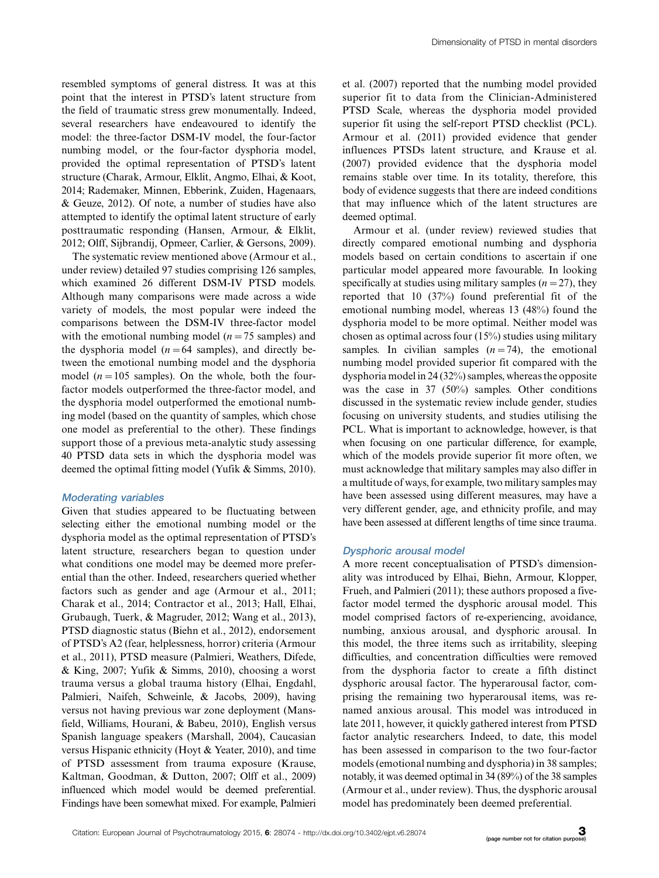resembled symptoms of general distress. It was at this point that the interest in PTSD's latent structure from the field of traumatic stress grew monumentally. Indeed, several researchers have endeavoured to identify the model: the three-factor DSM-IV model, the four-factor numbing model, or the four-factor dysphoria model, provided the optimal representation of PTSD's latent structure (Charak, Armour, Elklit, Angmo, Elhai, & Koot, 2014; Rademaker, Minnen, Ebberink, Zuiden, Hagenaars, & Geuze, 2012). Of note, a number of studies have also attempted to identify the optimal latent structure of early posttraumatic responding (Hansen, Armour, & Elklit, 2012; Olff, Sijbrandij, Opmeer, Carlier, & Gersons, 2009).

The systematic review mentioned above (Armour et al., under review) detailed 97 studies comprising 126 samples, which examined 26 different DSM-IV PTSD models. Although many comparisons were made across a wide variety of models, the most popular were indeed the comparisons between the DSM-IV three-factor model with the emotional numbing model ($n = 75$ samples) and the dysphoria model ($n = 64$ samples), and directly between the emotional numbing model and the dysphoria model ($n = 105$ samples). On the whole, both the four-factor models outperformed the three-factor model, and the dysphoria model outperformed the emotional numbing model (based on the quantity of samples, which chose one model as preferential to the other). These findings support those of a previous meta-analytic study assessing 40 PTSD data sets in which the dysphoria model was deemed the optimal fitting model (Yufik & Simms, 2010).

### Moderating variables

Given that studies appeared to be fluctuating between selecting either the emotional numbing model or the dysphoria model as the optimal representation of PTSD's latent structure, researchers began to question under what conditions one model may be deemed more preferential than the other. Indeed, researchers queried whether factors such as gender and age (Armour et al., 2011; Charak et al., 2014; Contractor et al., 2013; Hall, Elhai, Grubaugh, Tuerk, & Magruder, 2012; Wang et al., 2013), PTSD diagnostic status (Biehn et al., 2012), endorsement of PTSD's A2 (fear, helplessness, horror) criteria (Armour et al., 2011), PTSD measure (Palmieri, Weathers, Difede, & King, 2007; Yufik & Simms, 2010), choosing a worst trauma versus a global trauma history (Elhai, Engdahl, Palmieri, Naifeh, Schweinle, & Jacobs, 2009), having versus not having previous war zone deployment (Mansfield, Williams, Hourani, & Babeu, 2010), English versus Spanish language speakers (Marshall, 2004), Caucasian versus Hispanic ethnicity (Hoyt & Yeater, 2010), and time of PTSD assessment from trauma exposure (Krause, Kaltman, Goodman, & Dutton, 2007; Olff et al., 2009) influenced which model would be deemed preferential. Findings have been somewhat mixed. For example, Palmieri et al. (2007) reported that the numbing model provided superior fit to data from the Clinician-Administered PTSD Scale, whereas the dysphoria model provided superior fit using the self-report PTSD checklist (PCL). Armour et al. (2011) provided evidence that gender influences PTSDs latent structure, and Krause et al. (2007) provided evidence that the dysphoria model remains stable over time. In its totality, therefore, this body of evidence suggests that there are indeed conditions that may influence which of the latent structures are deemed optimal.

Armour et al. (under review) reviewed studies that directly compared emotional numbing and dysphoria models based on certain conditions to ascertain if one particular model appeared more favourable. In looking specifically at studies using military samples ($n = 27$), they reported that 10 (37%) found preferential fit of the emotional numbing model, whereas 13 (48%) found the dysphoria model to be more optimal. Neither model was chosen as optimal across four (15%) studies using military samples. In civilian samples ($n = 74$), the emotional numbing model provided superior fit compared with the dysphoria model in 24 (32%) samples, whereas the opposite was the case in 37 (50%) samples. Other conditions discussed in the systematic review include gender, studies focusing on university students, and studies utilising the PCL. What is important to acknowledge, however, is that when focusing on one particular difference, for example, which of the models provide superior fit more often, we must acknowledge that military samples may also differ in a multitude of ways, for example, two military samples may have been assessed using different measures, may have a very different gender, age, and ethnicity profile, and may have been assessed at different lengths of time since trauma.

### Dysphoric arousal model

A more recent conceptualisation of PTSD's dimensionality was introduced by Elhai, Biehn, Armour, Klopper, Frueh, and Palmieri (2011); these authors proposed a five-factor model termed the dysphoric arousal model. This model comprised factors of re-experiencing, avoidance, numbing, anxious arousal, and dysphoric arousal. In this model, the three items such as irritability, sleeping difficulties, and concentration difficulties were removed from the dysphoria factor to create a fifth distinct dysphoric arousal factor. The hyperarousal factor, comprising the remaining two hyperarousal items, was renamed anxious arousal. This model was introduced in late 2011, however, it quickly gathered interest from PTSD factor analytic researchers. Indeed, to date, this model has been assessed in comparison to the two four-factor models (emotional numbing and dysphoria) in 38 samples; notably, it was deemed optimal in 34 (89%) of the 38 samples (Armour et al., under review). Thus, the dysphoric arousal model has predominately been deemed preferential.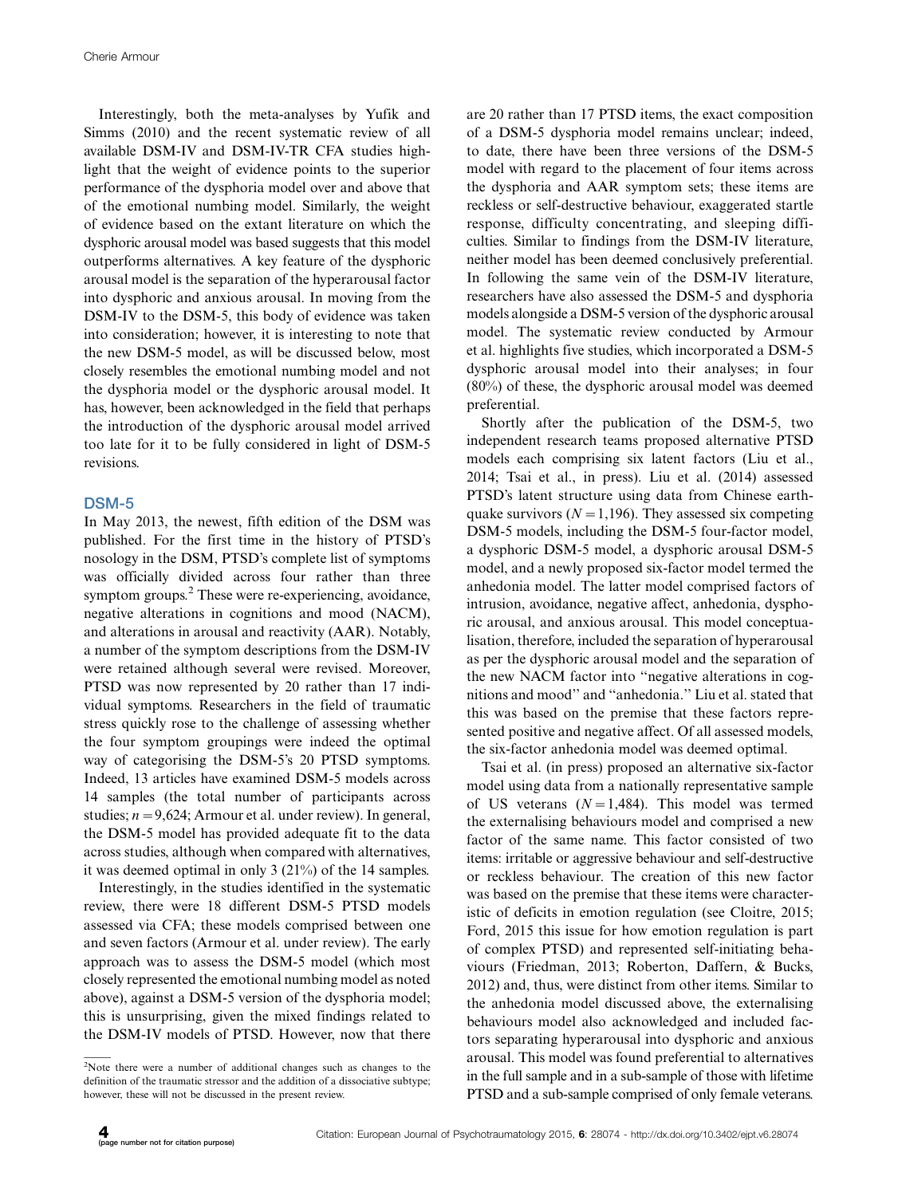Interestingly, both the meta-analyses by Yufik and Simms (2010) and the recent systematic review of all available DSM-IV and DSM-IV-TR CFA studies highlight that the weight of evidence points to the superior performance of the dysphoria model over and above that of the emotional numbing model. Similarly, the weight of evidence based on the extant literature on which the dysphoric arousal model was based suggests that this model outperforms alternatives. A key feature of the dysphoric arousal model is the separation of the hyperarousal factor into dysphoric and anxious arousal. In moving from the DSM-IV to the DSM-5, this body of evidence was taken into consideration; however, it is interesting to note that the new DSM-5 model, as will be discussed below, most closely resembles the emotional numbing model and not the dysphoria model or the dysphoric arousal model. It has, however, been acknowledged in the field that perhaps the introduction of the dysphoric arousal model arrived too late for it to be fully considered in light of DSM-5 revisions.

## DSM-5

In May 2013, the newest, fifth edition of the DSM was published. For the first time in the history of PTSD's nosology in the DSM, PTSD's complete list of symptoms was officially divided across four rather than three symptom groups.[2] These were re-experiencing, avoidance, negative alterations in cognitions and mood (NACM), and alterations in arousal and reactivity (AAR). Notably, a number of the symptom descriptions from the DSM-IV were retained although several were revised. Moreover, PTSD was now represented by 20 rather than 17 individual symptoms. Researchers in the field of traumatic stress quickly rose to the challenge of assessing whether the four symptom groupings were indeed the optimal way of categorising the DSM-5's 20 PTSD symptoms. Indeed, 13 articles have examined DSM-5 models across 14 samples (the total number of participants across studies; $n = 9{,}624$; Armour et al. under review). In general, the DSM-5 model has provided adequate fit to the data across studies, although when compared with alternatives, it was deemed optimal in only 3 (21%) of the 14 samples.

Interestingly, in the studies identified in the systematic review, there were 18 different DSM-5 PTSD models assessed via CFA; these models comprised between one and seven factors (Armour et al. under review). The early approach was to assess the DSM-5 model (which most closely represented the emotional numbing model as noted above), against a DSM-5 version of the dysphoria model; this is unsurprising, given the mixed findings related to the DSM-IV models of PTSD. However, now that there are 20 rather than 17 PTSD items, the exact composition of a DSM-5 dysphoria model remains unclear; indeed, to date, there have been three versions of the DSM-5 model with regard to the placement of four items across the dysphoria and AAR symptom sets; these items are reckless or self-destructive behaviour, exaggerated startle response, difficulty concentrating, and sleeping difficulties. Similar to findings from the DSM-IV literature, neither model has been deemed conclusively preferential. In following the same vein of the DSM-IV literature, researchers have also assessed the DSM-5 and dysphoria models alongside a DSM-5 version of the dysphoric arousal model. The systematic review conducted by Armour et al. highlights five studies, which incorporated a DSM-5 dysphoric arousal model into their analyses; in four (80%) of these, the dysphoric arousal model was deemed preferential.

Shortly after the publication of the DSM-5, two independent research teams proposed alternative PTSD models each comprising six latent factors (Liu et al., 2014; Tsai et al., in press). Liu et al. (2014) assessed PTSD's latent structure using data from Chinese earthquake survivors ($N = 1{,}196$). They assessed six competing DSM-5 models, including the DSM-5 four-factor model, a dysphoric DSM-5 model, a dysphoric arousal DSM-5 model, and a newly proposed six-factor model termed the anhedonia model. The latter model comprised factors of intrusion, avoidance, negative affect, anhedonia, dysphoric arousal, and anxious arousal. This model conceptualisation, therefore, included the separation of hyperarousal as per the dysphoric arousal model and the separation of the new NACM factor into "negative alterations in cognitions and mood" and "anhedonia." Liu et al. stated that this was based on the premise that these factors represented positive and negative affect. Of all assessed models, the six-factor anhedonia model was deemed optimal.

Tsai et al. (in press) proposed an alternative six-factor model using data from a nationally representative sample of US veterans ($N = 1{,}484$). This model was termed the externalising behaviours model and comprised a new factor of the same name. This factor consisted of two items: irritable or aggressive behaviour and self-destructive or reckless behaviour. The creation of this new factor was based on the premise that these items were characteristic of deficits in emotion regulation (see Cloitre, 2015; Ford, 2015 this issue for how emotion regulation is part of complex PTSD) and represented self-initiating behaviours (Friedman, 2013; Roberton, Daffern, & Bucks, 2012) and, thus, were distinct from other items. Similar to the anhedonia model discussed above, the externalising behaviours model also acknowledged and included factors separating hyperarousal into dysphoric and anxious arousal. This model was found preferential to alternatives in the full sample and in a sub-sample of those with lifetime PTSD and a sub-sample comprised of only female veterans.

[2] Note there were a number of additional changes such as changes to the definition of the traumatic stressor and the addition of a dissociative subtype; however, these will not be discussed in the present review.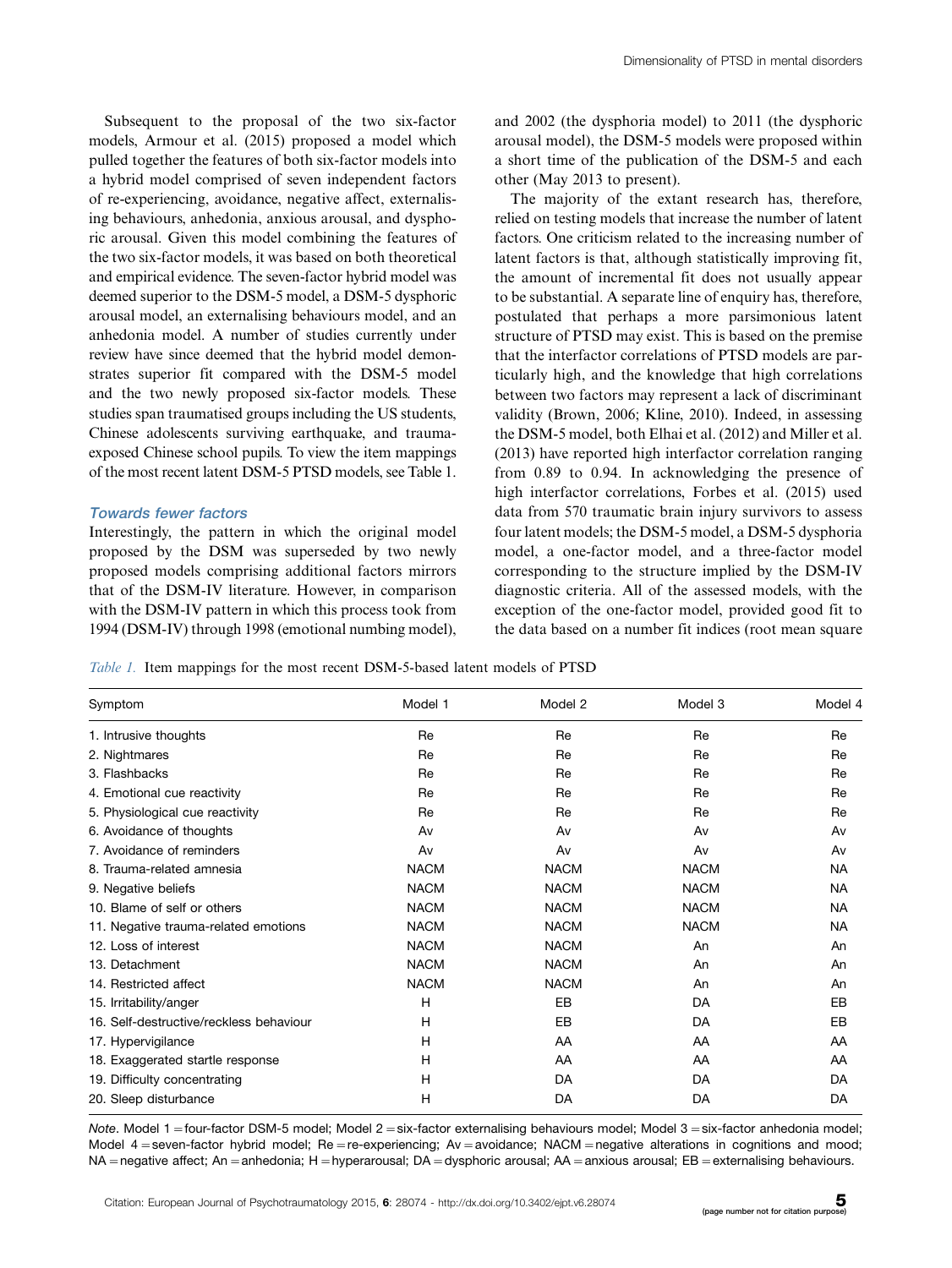Subsequent to the proposal of the two six-factor models, Armour et al. (2015) proposed a model which pulled together the features of both six-factor models into a hybrid model comprised of seven independent factors of re-experiencing, avoidance, negative affect, externalising behaviours, anhedonia, anxious arousal, and dysphoric arousal. Given this model combining the features of the two six-factor models, it was based on both theoretical and empirical evidence. The seven-factor hybrid model was deemed superior to the DSM-5 model, a DSM-5 dysphoric arousal model, an externalising behaviours model, and an anhedonia model. A number of studies currently under review have since deemed that the hybrid model demonstrates superior fit compared with the DSM-5 model and the two newly proposed six-factor models. These studies span traumatised groups including the US students, Chinese adolescents surviving earthquake, and trauma-exposed Chinese school pupils. To view the item mappings of the most recent latent DSM-5 PTSD models, see Table 1.

### *Towards fewer factors*

Interestingly, the pattern in which the original model proposed by the DSM was superseded by two newly proposed models comprising additional factors mirrors that of the DSM-IV literature. However, in comparison with the DSM-IV pattern in which this process took from 1994 (DSM-IV) through 1998 (emotional numbing model), and 2002 (the dysphoria model) to 2011 (the dysphoric arousal model), the DSM-5 models were proposed within a short time of the publication of the DSM-5 and each other (May 2013 to present).

The majority of the extant research has, therefore, relied on testing models that increase the number of latent factors. One criticism related to the increasing number of latent factors is that, although statistically improving fit, the amount of incremental fit does not usually appear to be substantial. A separate line of enquiry has, therefore, postulated that perhaps a more parsimonious latent structure of PTSD may exist. This is based on the premise that the interfactor correlations of PTSD models are particularly high, and the knowledge that high correlations between two factors may represent a lack of discriminant validity (Brown, 2006; Kline, 2010). Indeed, in assessing the DSM-5 model, both Elhai et al. (2012) and Miller et al. (2013) have reported high interfactor correlation ranging from 0.89 to 0.94. In acknowledging the presence of high interfactor correlations, Forbes et al. (2015) used data from 570 traumatic brain injury survivors to assess four latent models; the DSM-5 model, a DSM-5 dysphoria model, a one-factor model, and a three-factor model corresponding to the structure implied by the DSM-IV diagnostic criteria. All of the assessed models, with the exception of the one-factor model, provided good fit to the data based on a number fit indices (root mean square

*Table 1.* Item mappings for the most recent DSM-5-based latent models of PTSD

| Symptom | Model 1 | Model 2 | Model 3 | Model 4 |
|---|---|---|---|---|
| 1. Intrusive thoughts | Re | Re | Re | Re |
| 2. Nightmares | Re | Re | Re | Re |
| 3. Flashbacks | Re | Re | Re | Re |
| 4. Emotional cue reactivity | Re | Re | Re | Re |
| 5. Physiological cue reactivity | Re | Re | Re | Re |
| 6. Avoidance of thoughts | Av | Av | Av | Av |
| 7. Avoidance of reminders | Av | Av | Av | Av |
| 8. Trauma-related amnesia | NACM | NACM | NACM | NA |
| 9. Negative beliefs | NACM | NACM | NACM | NA |
| 10. Blame of self or others | NACM | NACM | NACM | NA |
| 11. Negative trauma-related emotions | NACM | NACM | NACM | NA |
| 12. Loss of interest | NACM | NACM | An | An |
| 13. Detachment | NACM | NACM | An | An |
| 14. Restricted affect | NACM | NACM | An | An |
| 15. Irritability/anger | H | EB | DA | EB |
| 16. Self-destructive/reckless behaviour | H | EB | DA | EB |
| 17. Hypervigilance | H | AA | AA | AA |
| 18. Exaggerated startle response | H | AA | AA | AA |
| 19. Difficulty concentrating | H | DA | DA | DA |
| 20. Sleep disturbance | H | DA | DA | DA |

*Note*. Model 1 = four-factor DSM-5 model; Model 2 = six-factor externalising behaviours model; Model 3 = six-factor anhedonia model; Model 4 = seven-factor hybrid model; Re = re-experiencing; Av = avoidance; NACM = negative alterations in cognitions and mood; NA = negative affect; An = anhedonia; H = hyperarousal; DA = dysphoric arousal; AA = anxious arousal; EB = externalising behaviours.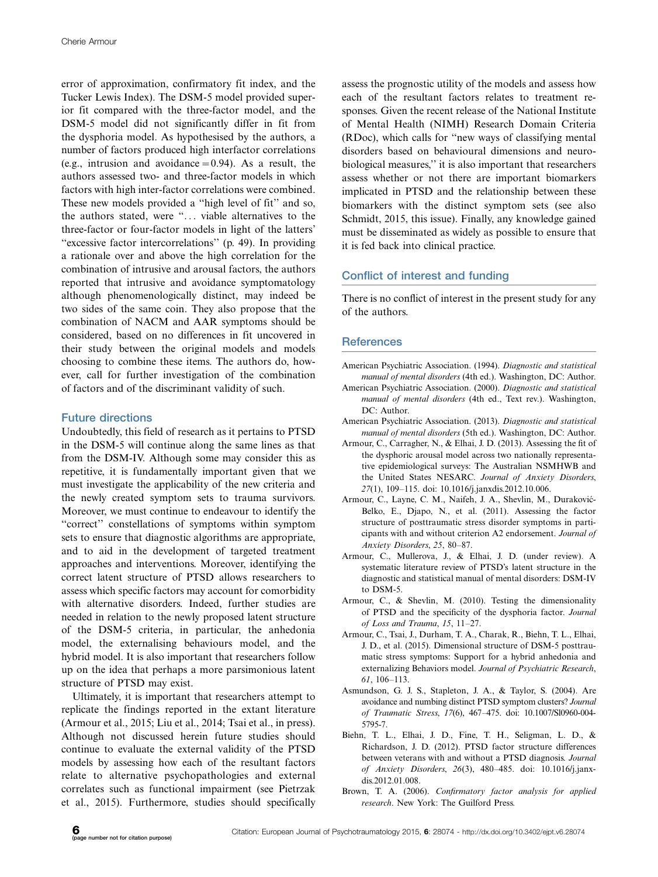error of approximation, confirmatory fit index, and the Tucker Lewis Index). The DSM-5 model provided superior fit compared with the three-factor model, and the DSM-5 model did not significantly differ in fit from the dysphoria model. As hypothesised by the authors, a number of factors produced high interfactor correlations (e.g., intrusion and avoidance = 0.94). As a result, the authors assessed two- and three-factor models in which factors with high inter-factor correlations were combined. These new models provided a ''high level of fit'' and so, the authors stated, were ''... viable alternatives to the three-factor or four-factor models in light of the latters' ''excessive factor intercorrelations'' (p. 49). In providing a rationale over and above the high correlation for the combination of intrusive and arousal factors, the authors reported that intrusive and avoidance symptomatology although phenomenologically distinct, may indeed be two sides of the same coin. They also propose that the combination of NACM and AAR symptoms should be considered, based on no differences in fit uncovered in their study between the original models and models choosing to combine these items. The authors do, however, call for further investigation of the combination of factors and of the discriminant validity of such.

## Future directions

Undoubtedly, this field of research as it pertains to PTSD in the DSM-5 will continue along the same lines as that from the DSM-IV. Although some may consider this as repetitive, it is fundamentally important given that we must investigate the applicability of the new criteria and the newly created symptom sets to trauma survivors. Moreover, we must continue to endeavour to identify the ''correct'' constellations of symptoms within symptom sets to ensure that diagnostic algorithms are appropriate, and to aid in the development of targeted treatment approaches and interventions. Moreover, identifying the correct latent structure of PTSD allows researchers to assess which specific factors may account for comorbidity with alternative disorders. Indeed, further studies are needed in relation to the newly proposed latent structure of the DSM-5 criteria, in particular, the anhedonia model, the externalising behaviours model, and the hybrid model. It is also important that researchers follow up on the idea that perhaps a more parsimonious latent structure of PTSD may exist.

Ultimately, it is important that researchers attempt to replicate the findings reported in the extant literature (Armour et al., 2015; Liu et al., 2014; Tsai et al., in press). Although not discussed herein future studies should continue to evaluate the external validity of the PTSD models by assessing how each of the resultant factors relate to alternative psychopathologies and external correlates such as functional impairment (see Pietrzak et al., 2015). Furthermore, studies should specifically assess the prognostic utility of the models and assess how each of the resultant factors relates to treatment responses. Given the recent release of the National Institute of Mental Health (NIMH) Research Domain Criteria (RDoc), which calls for ''new ways of classifying mental disorders based on behavioural dimensions and neurobiological measures,'' it is also important that researchers assess whether or not there are important biomarkers implicated in PTSD and the relationship between these biomarkers with the distinct symptom sets (see also Schmidt, 2015, this issue). Finally, any knowledge gained must be disseminated as widely as possible to ensure that it is fed back into clinical practice.

## Conflict of interest and funding

There is no conflict of interest in the present study for any of the authors.

## References

American Psychiatric Association. (1994). *Diagnostic and statistical manual of mental disorders* (4th ed.). Washington, DC: Author.

American Psychiatric Association. (2000). *Diagnostic and statistical manual of mental disorders* (4th ed., Text rev.). Washington, DC: Author.

American Psychiatric Association. (2013). *Diagnostic and statistical manual of mental disorders* (5th ed.). Washington, DC: Author.

Armour, C., Carragher, N., & Elhai, J. D. (2013). Assessing the fit of the dysphoric arousal model across two nationally representative epidemiological surveys: The Australian NSMHWB and the United States NESARC. *Journal of Anxiety Disorders*, *27*(1), 109–115. doi: 10.1016/j.janxdis.2012.10.006.

Armour, C., Layne, C. M., Naifeh, J. A., Shevlin, M., Duraković-Belko, E., Djapo, N., et al. (2011). Assessing the factor structure of posttraumatic stress disorder symptoms in participants with and without criterion A2 endorsement. *Journal of Anxiety Disorders*, *25*, 80–87.

Armour, C., Mullerova, J., & Elhai, J. D. (under review). A systematic literature review of PTSD's latent structure in the diagnostic and statistical manual of mental disorders: DSM-IV to DSM-5.

Armour, C., & Shevlin, M. (2010). Testing the dimensionality of PTSD and the specificity of the dysphoria factor. *Journal of Loss and Trauma*, *15*, 11–27.

Armour, C., Tsai, J., Durham, T. A., Charak, R., Biehn, T. L., Elhai, J. D., et al. (2015). Dimensional structure of DSM-5 posttraumatic stress symptoms: Support for a hybrid anhedonia and externalizing Behaviors model. *Journal of Psychiatric Research*, *61*, 106–113.

Asmundson, G. J. S., Stapleton, J. A., & Taylor, S. (2004). Are avoidance and numbing distinct PTSD symptom clusters? *Journal of Traumatic Stress*, *17*(6), 467–475. doi: 10.1007/Sl0960-004-5795-7.

Biehn, T. L., Elhai, J. D., Fine, T. H., Seligman, L. D., & Richardson, J. D. (2012). PTSD factor structure differences between veterans with and without a PTSD diagnosis. *Journal of Anxiety Disorders*, *26*(3), 480–485. doi: 10.1016/j.janxdis.2012.01.008.

Brown, T. A. (2006). *Confirmatory factor analysis for applied research*. New York: The Guilford Press.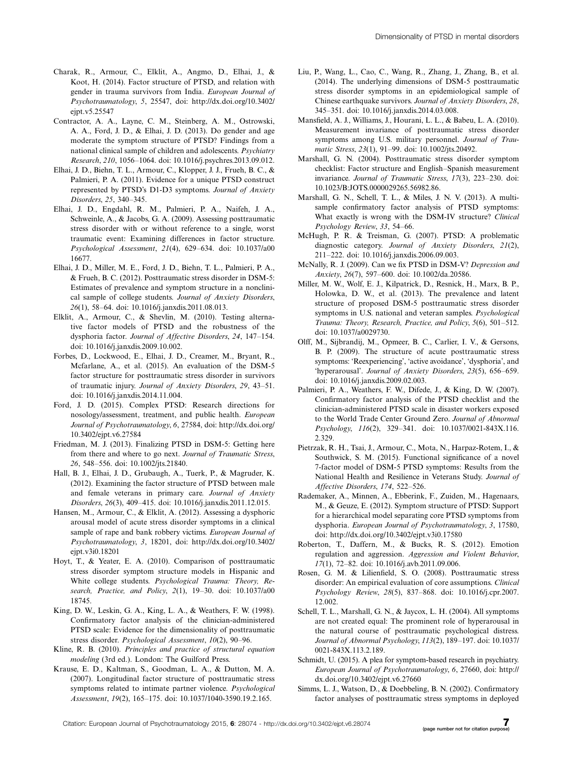Charak, R., Armour, C., Elklit, A., Angmo, D., Elhai, J., & Koot, H. (2014). Factor structure of PTSD, and relation with gender in trauma survivors from India. *European Journal of Psychotraumatology*, *5*, 25547, doi: http://dx.doi.org/10.3402/ejpt.v5.25547

Contractor, A. A., Layne, C. M., Steinberg, A. M., Ostrowski, A. A., Ford, J. D., & Elhai, J. D. (2013). Do gender and age moderate the symptom structure of PTSD? Findings from a national clinical sample of children and adolescents. *Psychiatry Research*, *210*, 1056–1064. doi: 10.1016/j.psychres.2013.09.012.

Elhai, J. D., Biehn, T. L., Armour, C., Klopper, J. J., Frueh, B. C., & Palmieri, P. A. (2011). Evidence for a unique PTSD construct represented by PTSD's D1-D3 symptoms. *Journal of Anxiety Disorders*, *25*, 340–345.

Elhai, J. D., Engdahl, R. M., Palmieri, P. A., Naifeh, J. A., Schweinle, A., & Jacobs, G. A. (2009). Assessing posttraumatic stress disorder with or without reference to a single, worst traumatic event: Examining differences in factor structure. *Psychological Assessment*, *21*(4), 629–634. doi: 10.1037/a0016677.

Elhai, J. D., Miller, M. E., Ford, J. D., Biehn, T. L., Palmieri, P. A., & Frueh, B. C. (2012). Posttraumatic stress disorder in DSM-5: Estimates of prevalence and symptom structure in a nonclinical sample of college students. *Journal of Anxiety Disorders*, *26*(1), 58–64. doi: 10.1016/j.janxdis.2011.08.013.

Elklit, A., Armour, C., & Shevlin, M. (2010). Testing alternative factor models of PTSD and the robustness of the dysphoria factor. *Journal of Affective Disorders*, *24*, 147–154. doi: 10.1016/j.janxdis.2009.10.002.

Forbes, D., Lockwood, E., Elhai, J. D., Creamer, M., Bryant, R., Mcfarlane, A., et al. (2015). An evaluation of the DSM-5 factor structure for posttraumatic stress disorder in survivors of traumatic injury. *Journal of Anxiety Disorders*, *29*, 43–51. doi: 10.1016/j.janxdis.2014.11.004.

Ford, J. D. (2015). Complex PTSD: Research directions for nosology/assessment, treatment, and public health. *European Journal of Psychotraumatology*, *6*, 27584, doi: http://dx.doi.org/10.3402/ejpt.v6.27584

Friedman, M. J. (2013). Finalizing PTSD in DSM-5: Getting here from there and where to go next. *Journal of Traumatic Stress*, *26*, 548–556. doi: 10.1002/jts.21840.

Hall, B. J., Elhai, J. D., Grubaugh, A., Tuerk, P., & Magruder, K. (2012). Examining the factor structure of PTSD between male and female veterans in primary care. *Journal of Anxiety Disorders*, *26*(3), 409–415. doi: 10.1016/j.janxdis.2011.12.015.

Hansen, M., Armour, C., & Elklit, A. (2012). Assessing a dysphoric arousal model of acute stress disorder symptoms in a clinical sample of rape and bank robbery victims. *European Journal of Psychotraumatology*, *3*, 18201, doi: http://dx.doi.org/10.3402/ejpt.v3i0.18201

Hoyt, T., & Yeater, E. A. (2010). Comparison of posttraumatic stress disorder symptom structure models in Hispanic and White college students. *Psychological Trauma: Theory, Research, Practice, and Policy*, *2*(1), 19–30. doi: 10.1037/a0018745.

King, D. W., Leskin, G. A., King, L. A., & Weathers, F. W. (1998). Confirmatory factor analysis of the clinician-administered PTSD scale: Evidence for the dimensionality of posttraumatic stress disorder. *Psychological Assessment*, *10*(2), 90–96.

Kline, R. B. (2010). *Principles and practice of structural equation modeling* (3rd ed.). London: The Guilford Press.

Krause, E. D., Kaltman, S., Goodman, L. A., & Dutton, M. A. (2007). Longitudinal factor structure of posttraumatic stress symptoms related to intimate partner violence. *Psychological Assessment*, *19*(2), 165–175. doi: 10.1037/1040-3590.19.2.165.

Liu, P., Wang, L., Cao, C., Wang, R., Zhang, J., Zhang, B., et al. (2014). The underlying dimensions of DSM-5 posttraumatic stress disorder symptoms in an epidemiological sample of Chinese earthquake survivors. *Journal of Anxiety Disorders*, *28*, 345–351. doi: 10.1016/j.janxdis.2014.03.008.

Mansfield, A. J., Williams, J., Hourani, L. L., & Babeu, L. A. (2010). Measurement invariance of posttraumatic stress disorder symptoms among U.S. military personnel. *Journal of Traumatic Stress*, *23*(1), 91–99. doi: 10.1002/jts.20492.

Marshall, G. N. (2004). Posttraumatic stress disorder symptom checklist: Factor structure and English–Spanish measurement invariance. *Journal of Traumatic Stress*, *17*(3), 223–230. doi: 10.1023/B:JOTS.0000029265.56982.86.

Marshall, G. N., Schell, T. L., & Miles, J. N. V. (2013). A multisample confirmatory factor analysis of PTSD symptoms: What exactly is wrong with the DSM-IV structure? *Clinical Psychology Review*, *33*, 54–66.

McHugh, P. R. & Treisman, G. (2007). PTSD: A problematic diagnostic category. *Journal of Anxiety Disorders*, *21*(2), 211–222. doi: 10.1016/j.janxdis.2006.09.003.

McNally, R. J. (2009). Can we fix PTSD in DSM-V? *Depression and Anxiety*, *26*(7), 597–600. doi: 10.1002/da.20586.

Miller, M. W., Wolf, E. J., Kilpatrick, D., Resnick, H., Marx, B. P., Holowka, D. W., et al. (2013). The prevalence and latent structure of proposed DSM-5 posttraumatic stress disorder symptoms in U.S. national and veteran samples. *Psychological Trauma: Theory, Research, Practice, and Policy*, *5*(6), 501–512. doi: 10.1037/a0029730.

Olff, M., Sijbrandij, M., Opmeer, B. C., Carlier, I. V., & Gersons, B. P. (2009). The structure of acute posttraumatic stress symptoms: 'Reexperiencing', 'active avoidance', 'dysphoria', and 'hyperarousal'. *Journal of Anxiety Disorders*, *23*(5), 656–659. doi: 10.1016/j.janxdis.2009.02.003.

Palmieri, P. A., Weathers, F. W., Difede, J., & King, D. W. (2007). Confirmatory factor analysis of the PTSD checklist and the clinician-administered PTSD scale in disaster workers exposed to the World Trade Center Ground Zero. *Journal of Abnormal Psychology*, *116*(2), 329–341. doi: 10.1037/0021-843X.116.2.329.

Pietrzak, R. H., Tsai, J., Armour, C., Mota, N., Harpaz-Rotem, I., & Southwick, S. M. (2015). Functional significance of a novel 7-factor model of DSM-5 PTSD symptoms: Results from the National Health and Resilience in Veterans Study. *Journal of Affective Disorders*, *174*, 522–526.

Rademaker, A., Minnen, A., Ebberink, F., Zuiden, M., Hagenaars, M., & Geuze, E. (2012). Symptom structure of PTSD: Support for a hierarchical model separating core PTSD symptoms from dysphoria. *European Journal of Psychotraumatology*, *3*, 17580, doi: http://dx.doi.org/10.3402/ejpt.v3i0.17580

Roberton, T., Daffern, M., & Bucks, R. S. (2012). Emotion regulation and aggression. *Aggression and Violent Behavior*, *17*(1), 72–82. doi: 10.1016/j.avb.2011.09.006.

Rosen, G. M. & Lilienfeld, S. O. (2008). Posttraumatic stress disorder: An empirical evaluation of core assumptions. *Clinical Psychology Review*, *28*(5), 837–868. doi: 10.1016/j.cpr.2007.12.002.

Schell, T. L., Marshall, G. N., & Jaycox, L. H. (2004). All symptoms are not created equal: The prominent role of hyperarousal in the natural course of posttraumatic psychological distress. *Journal of Abnormal Psychology*, *113*(2), 189–197. doi: 10.1037/0021-843X.113.2.189.

Schmidt, U. (2015). A plea for symptom-based research in psychiatry. *European Journal of Psychotraumatology*, *6*, 27660, doi: http://dx.doi.org/10.3402/ejpt.v6.27660

Simms, L. J., Watson, D., & Doebbeling, B. N. (2002). Confirmatory factor analyses of posttraumatic stress symptoms in deployed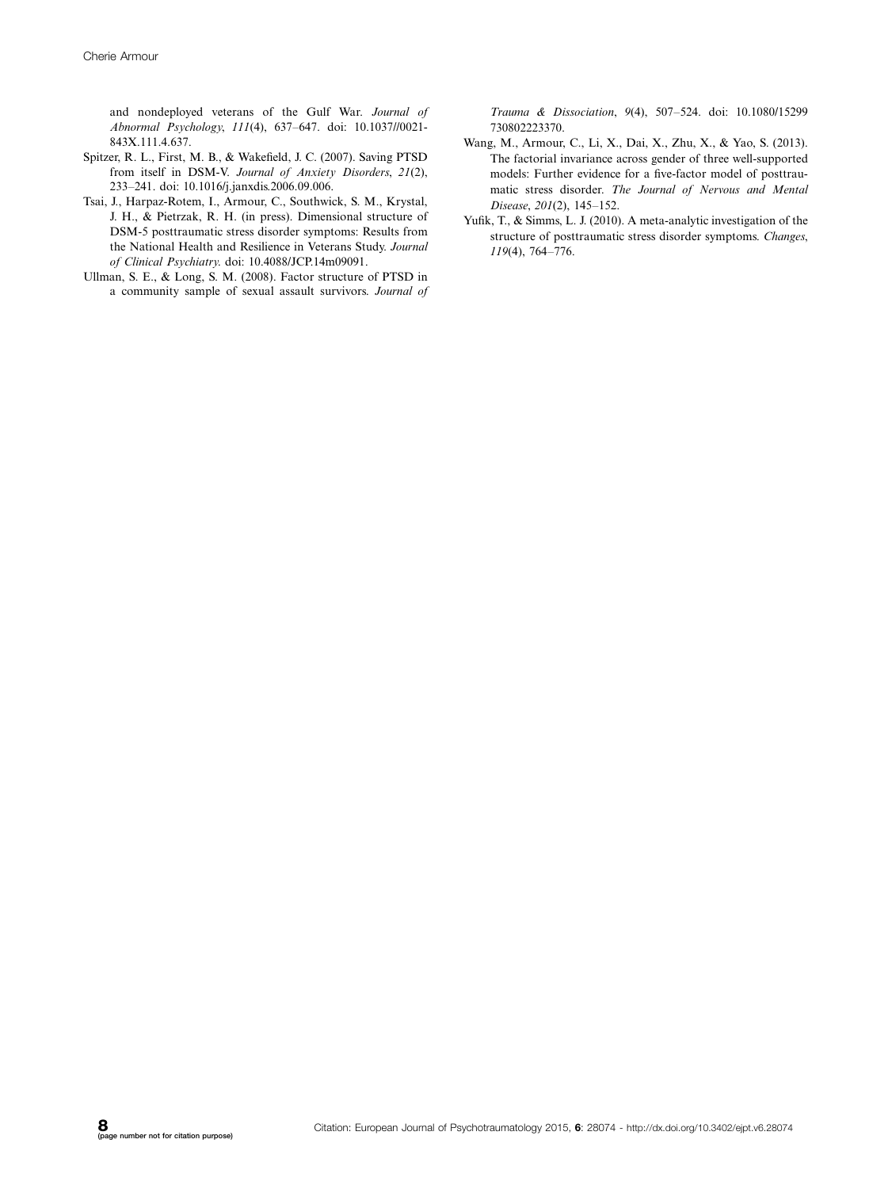and nondeployed veterans of the Gulf War. *Journal of Abnormal Psychology*, *111*(4), 637–647. doi: 10.1037//0021-843X.111.4.637.

Spitzer, R. L., First, M. B., & Wakefield, J. C. (2007). Saving PTSD from itself in DSM-V. *Journal of Anxiety Disorders*, *21*(2), 233–241. doi: 10.1016/j.janxdis.2006.09.006.

Tsai, J., Harpaz-Rotem, I., Armour, C., Southwick, S. M., Krystal, J. H., & Pietrzak, R. H. (in press). Dimensional structure of DSM-5 posttraumatic stress disorder symptoms: Results from the National Health and Resilience in Veterans Study. *Journal of Clinical Psychiatry.* doi: 10.4088/JCP.14m09091.

Ullman, S. E., & Long, S. M. (2008). Factor structure of PTSD in a community sample of sexual assault survivors. *Journal of Trauma & Dissociation*, *9*(4), 507–524. doi: 10.1080/15299730802223370.

Wang, M., Armour, C., Li, X., Dai, X., Zhu, X., & Yao, S. (2013). The factorial invariance across gender of three well-supported models: Further evidence for a five-factor model of posttraumatic stress disorder. *The Journal of Nervous and Mental Disease*, *201*(2), 145–152.

Yufik, T., & Simms, L. J. (2010). A meta-analytic investigation of the structure of posttraumatic stress disorder symptoms. *Changes*, *119*(4), 764–776.